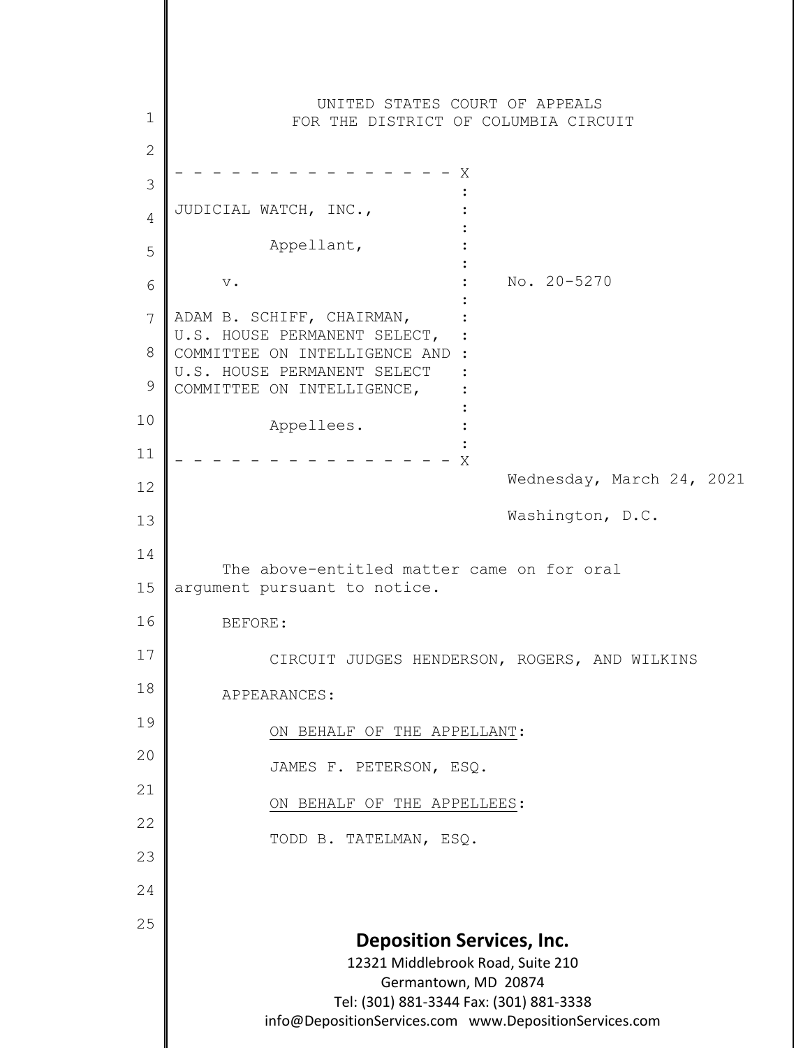UNITED STATES COURT OF APPEALS
FOR THE DISTRICT OF COLUMBIA CIRCUIT

- - - - - - - - - - - - - - - - X

JUDICIAL WATCH, INC.,

Appellant,

v. No. 20-5270

ADAM B. SCHIFF, CHAIRMAN,
U.S. HOUSE PERMANENT SELECT,
COMMITTEE ON INTELLIGENCE AND
U.S. HOUSE PERMANENT SELECT
COMMITTEE ON INTELLIGENCE,

Appellees.

- - - - - - - - - - - - - - - - X

Wednesday, March 24, 2021

Washington, D.C.

The above-entitled matter came on for oral argument pursuant to notice.

BEFORE:

CIRCUIT JUDGES HENDERSON, ROGERS, AND WILKINS

APPEARANCES:

ON BEHALF OF THE APPELLANT:

JAMES F. PETERSON, ESQ.

ON BEHALF OF THE APPELLEES:

TODD B. TATELMAN, ESQ.

**Deposition Services, Inc.**
12321 Middlebrook Road, Suite 210
Germantown, MD 20874
Tel: (301) 881-3344 Fax: (301) 881-3338
info@DepositionServices.com www.DepositionServices.com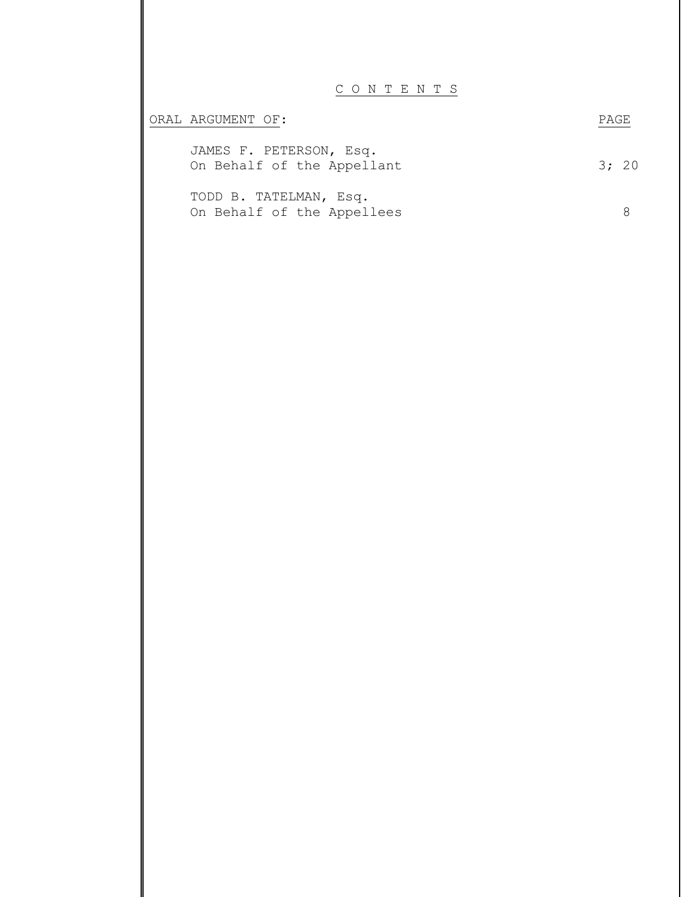# C O N T E N T S

| ORAL ARGUMENT OF: | PAGE |
|---|---|
| JAMES F. PETERSON, Esq.<br>On Behalf of the Appellant | 3; 20 |
| TODD B. TATELMAN, Esq.<br>On Behalf of the Appellees | 8 |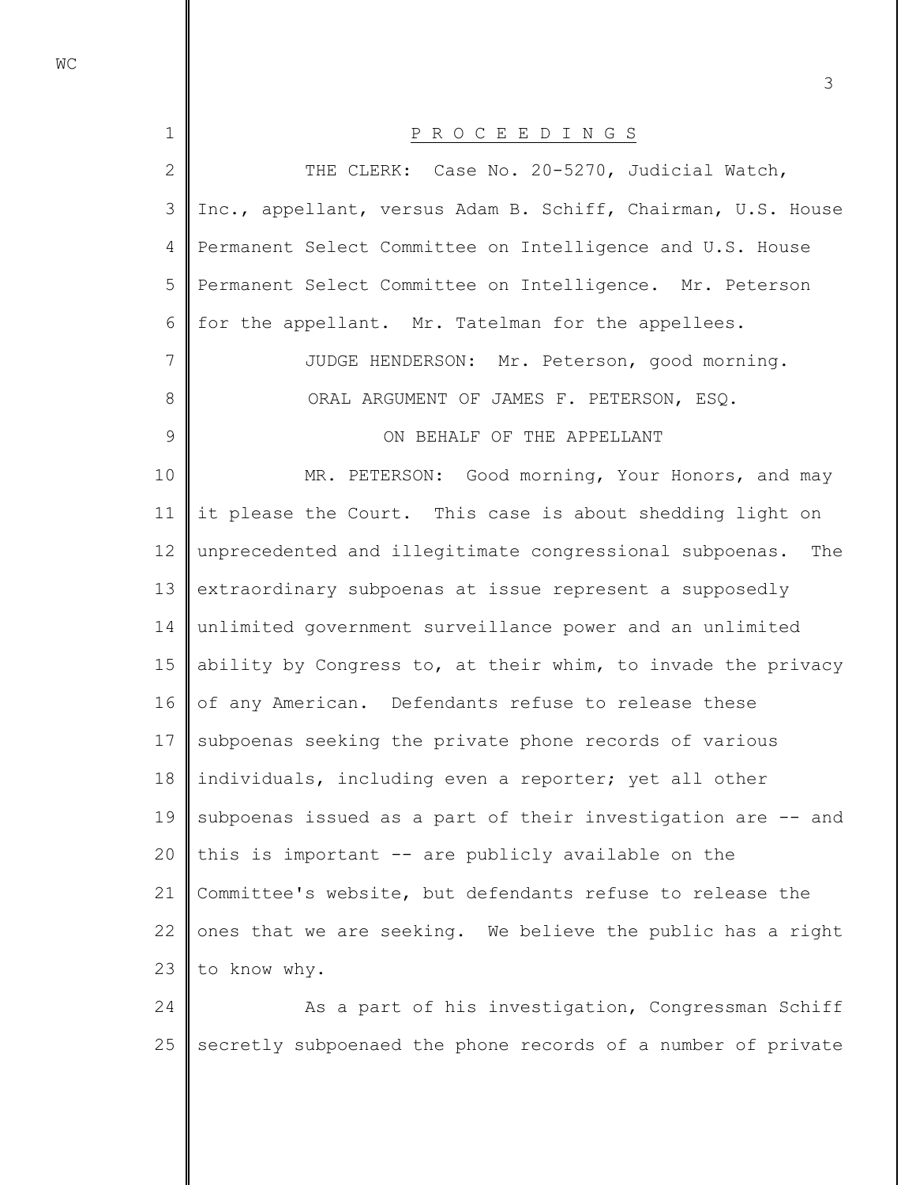PROCEEDINGS

THE CLERK: Case No. 20-5270, Judicial Watch, Inc., appellant, versus Adam B. Schiff, Chairman, U.S. House Permanent Select Committee on Intelligence and U.S. House Permanent Select Committee on Intelligence. Mr. Peterson for the appellant. Mr. Tatelman for the appellees.

JUDGE HENDERSON: Mr. Peterson, good morning.

ORAL ARGUMENT OF JAMES F. PETERSON, ESQ.

ON BEHALF OF THE APPELLANT

MR. PETERSON: Good morning, Your Honors, and may it please the Court. This case is about shedding light on unprecedented and illegitimate congressional subpoenas. The extraordinary subpoenas at issue represent a supposedly unlimited government surveillance power and an unlimited ability by Congress to, at their whim, to invade the privacy of any American. Defendants refuse to release these subpoenas seeking the private phone records of various individuals, including even a reporter; yet all other subpoenas issued as a part of their investigation are -- and this is important -- are publicly available on the Committee's website, but defendants refuse to release the ones that we are seeking. We believe the public has a right to know why.

As a part of his investigation, Congressman Schiff secretly subpoenaed the phone records of a number of private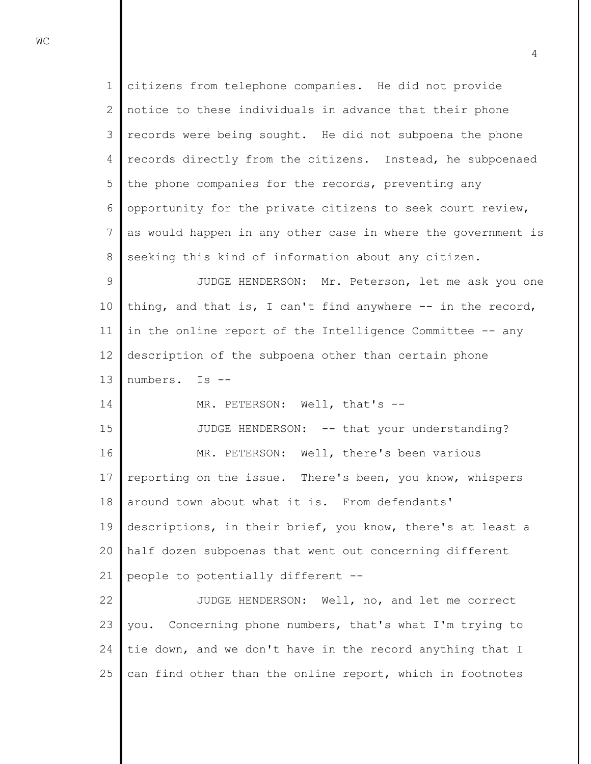citizens from telephone companies. He did not provide notice to these individuals in advance that their phone records were being sought. He did not subpoena the phone records directly from the citizens. Instead, he subpoenaed the phone companies for the records, preventing any opportunity for the private citizens to seek court review, as would happen in any other case in where the government is seeking this kind of information about any citizen.

JUDGE HENDERSON: Mr. Peterson, let me ask you one thing, and that is, I can't find anywhere -- in the record, in the online report of the Intelligence Committee -- any description of the subpoena other than certain phone numbers. Is --

MR. PETERSON: Well, that's --

JUDGE HENDERSON: -- that your understanding?

MR. PETERSON: Well, there's been various reporting on the issue. There's been, you know, whispers around town about what it is. From defendants' descriptions, in their brief, you know, there's at least a half dozen subpoenas that went out concerning different people to potentially different --

JUDGE HENDERSON: Well, no, and let me correct you. Concerning phone numbers, that's what I'm trying to tie down, and we don't have in the record anything that I can find other than the online report, which in footnotes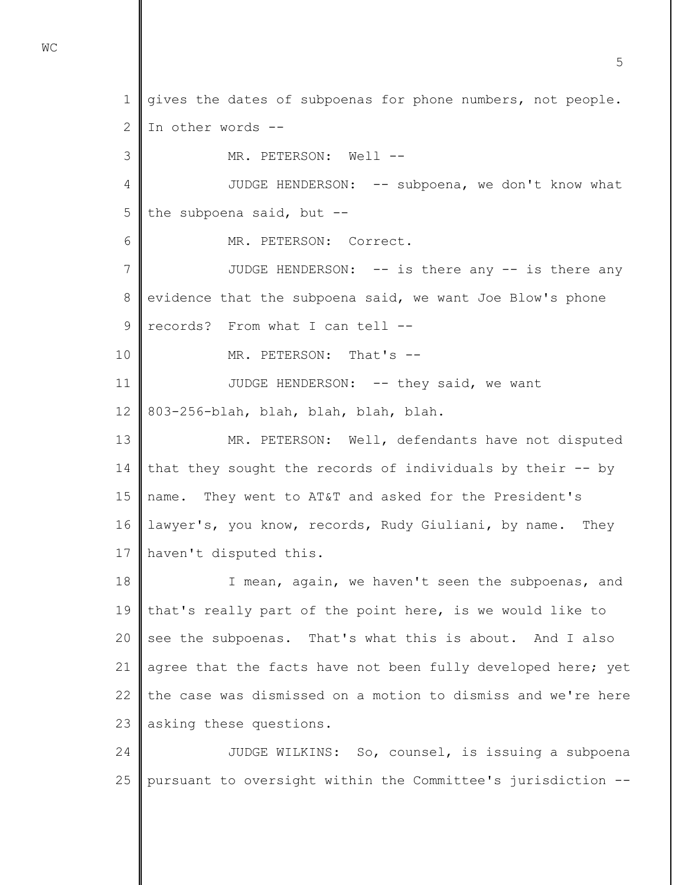gives the dates of subpoenas for phone numbers, not people. In other words --

MR. PETERSON: Well --

JUDGE HENDERSON: -- subpoena, we don't know what the subpoena said, but --

MR. PETERSON: Correct.

JUDGE HENDERSON: -- is there any -- is there any evidence that the subpoena said, we want Joe Blow's phone records? From what I can tell --

MR. PETERSON: That's --

JUDGE HENDERSON: -- they said, we want 803-256-blah, blah, blah, blah, blah.

MR. PETERSON: Well, defendants have not disputed that they sought the records of individuals by their -- by name. They went to AT&T and asked for the President's lawyer's, you know, records, Rudy Giuliani, by name. They haven't disputed this.

I mean, again, we haven't seen the subpoenas, and that's really part of the point here, is we would like to see the subpoenas. That's what this is about. And I also agree that the facts have not been fully developed here; yet the case was dismissed on a motion to dismiss and we're here asking these questions.

JUDGE WILKINS: So, counsel, is issuing a subpoena pursuant to oversight within the Committee's jurisdiction --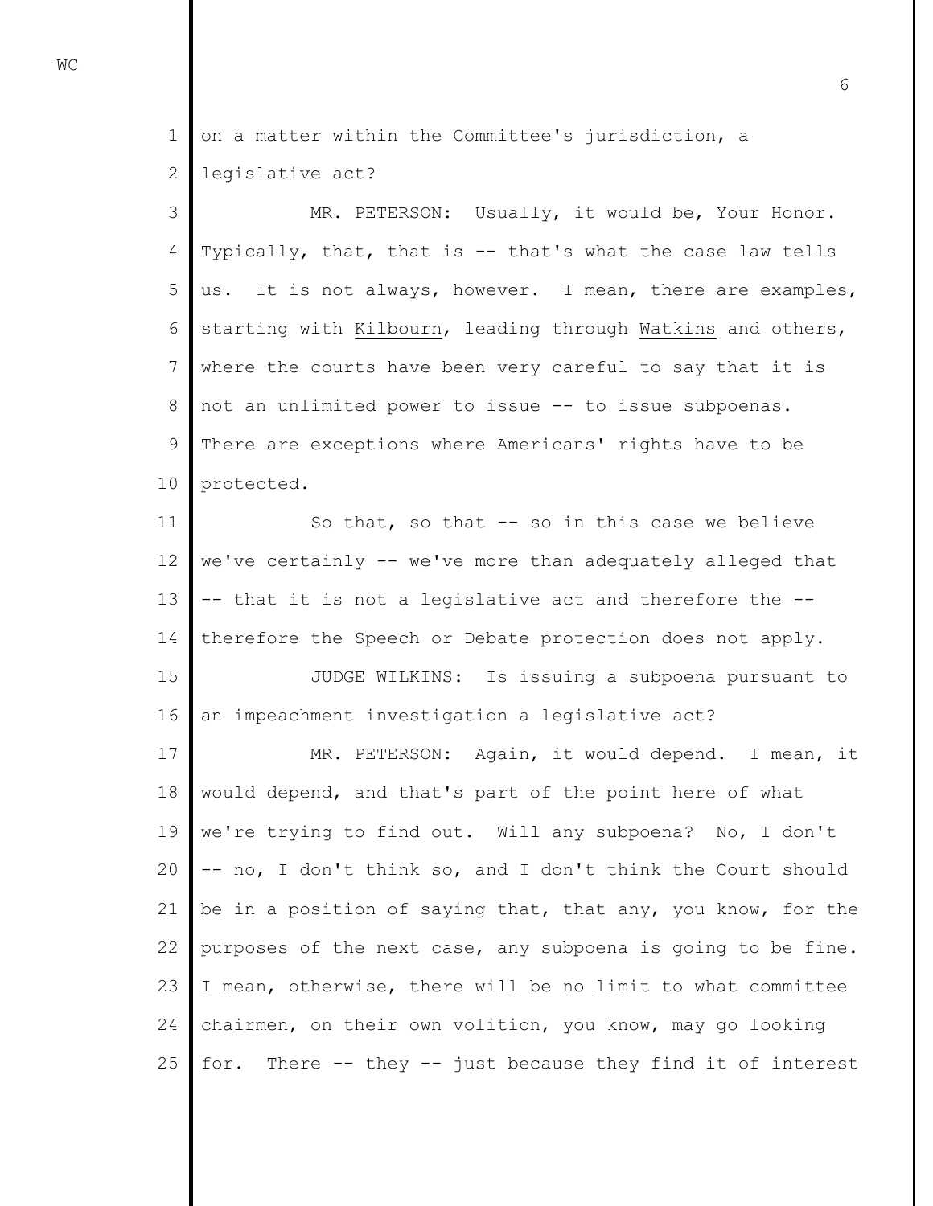on a matter within the Committee's jurisdiction, a legislative act?

MR. PETERSON: Usually, it would be, Your Honor. Typically, that, that is -- that's what the case law tells us. It is not always, however. I mean, there are examples, starting with Kilbourn, leading through Watkins and others, where the courts have been very careful to say that it is not an unlimited power to issue -- to issue subpoenas. There are exceptions where Americans' rights have to be protected.

So that, so that -- so in this case we believe we've certainly -- we've more than adequately alleged that -- that it is not a legislative act and therefore the -- therefore the Speech or Debate protection does not apply.

JUDGE WILKINS: Is issuing a subpoena pursuant to an impeachment investigation a legislative act?

MR. PETERSON: Again, it would depend. I mean, it would depend, and that's part of the point here of what we're trying to find out. Will any subpoena? No, I don't -- no, I don't think so, and I don't think the Court should be in a position of saying that, that any, you know, for the purposes of the next case, any subpoena is going to be fine. I mean, otherwise, there will be no limit to what committee chairmen, on their own volition, you know, may go looking for. There -- they -- just because they find it of interest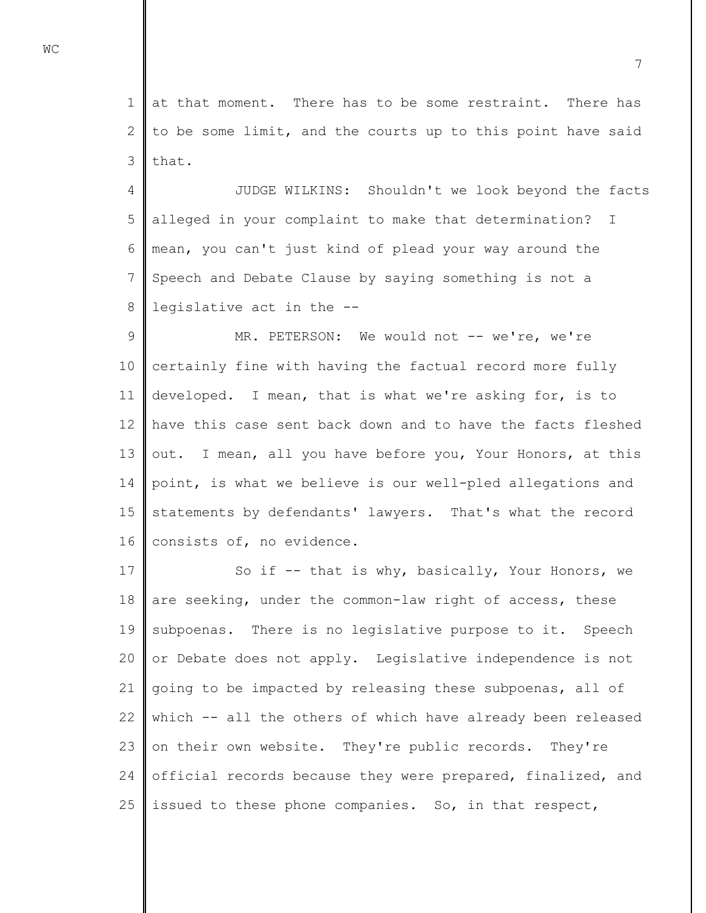at that moment. There has to be some restraint. There has to be some limit, and the courts up to this point have said that.

JUDGE WILKINS: Shouldn't we look beyond the facts alleged in your complaint to make that determination? I mean, you can't just kind of plead your way around the Speech and Debate Clause by saying something is not a legislative act in the --

MR. PETERSON: We would not -- we're, we're certainly fine with having the factual record more fully developed. I mean, that is what we're asking for, is to have this case sent back down and to have the facts fleshed out. I mean, all you have before you, Your Honors, at this point, is what we believe is our well-pled allegations and statements by defendants' lawyers. That's what the record consists of, no evidence.

So if -- that is why, basically, Your Honors, we are seeking, under the common-law right of access, these subpoenas. There is no legislative purpose to it. Speech or Debate does not apply. Legislative independence is not going to be impacted by releasing these subpoenas, all of which -- all the others of which have already been released on their own website. They're public records. They're official records because they were prepared, finalized, and issued to these phone companies. So, in that respect,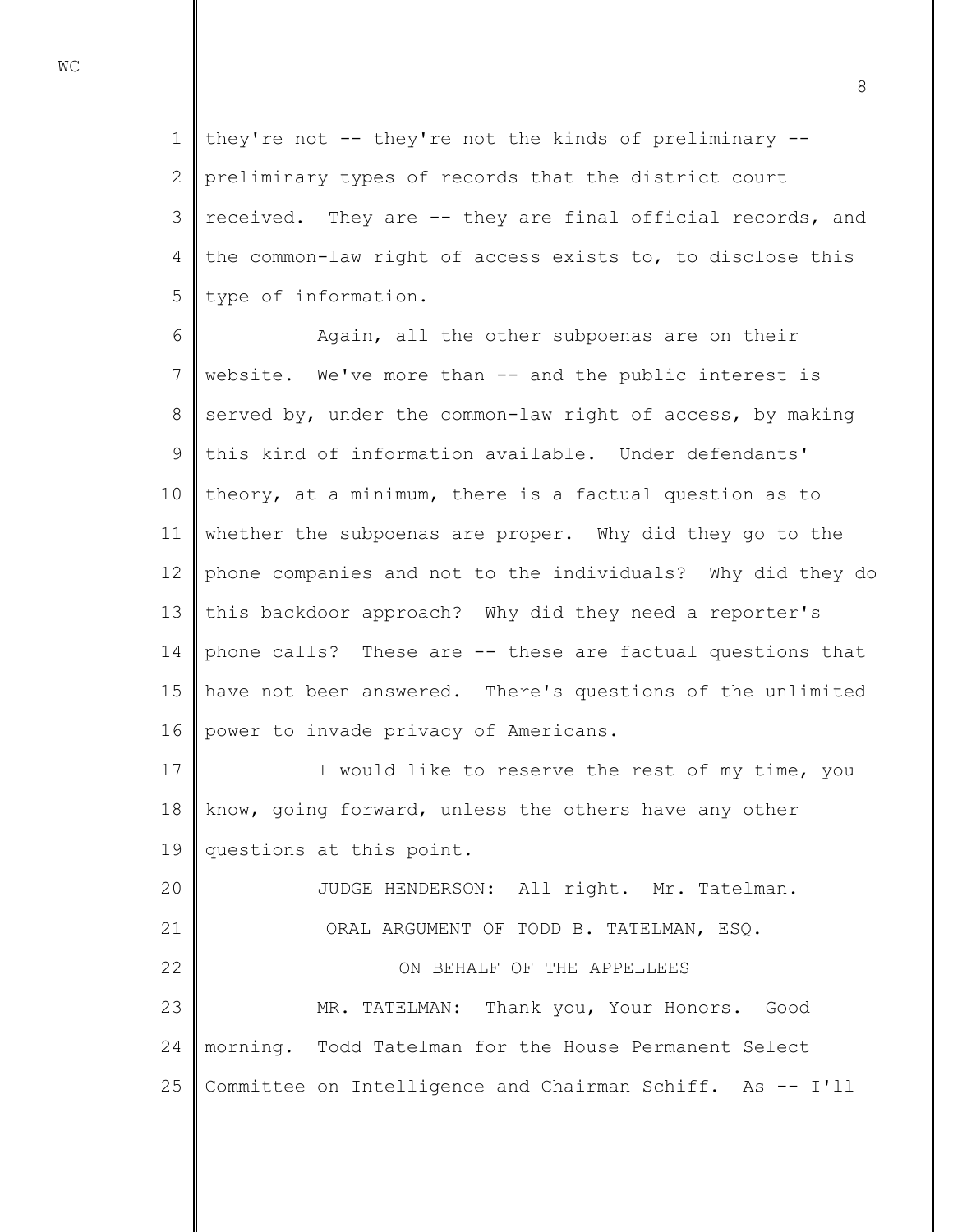they're not -- they're not the kinds of preliminary -- preliminary types of records that the district court received. They are -- they are final official records, and the common-law right of access exists to, to disclose this type of information.

Again, all the other subpoenas are on their website. We've more than -- and the public interest is served by, under the common-law right of access, by making this kind of information available. Under defendants' theory, at a minimum, there is a factual question as to whether the subpoenas are proper. Why did they go to the phone companies and not to the individuals? Why did they do this backdoor approach? Why did they need a reporter's phone calls? These are -- these are factual questions that have not been answered. There's questions of the unlimited power to invade privacy of Americans.

I would like to reserve the rest of my time, you know, going forward, unless the others have any other questions at this point.

JUDGE HENDERSON: All right. Mr. Tatelman.

ORAL ARGUMENT OF TODD B. TATELMAN, ESQ.

ON BEHALF OF THE APPELLEES

MR. TATELMAN: Thank you, Your Honors. Good morning. Todd Tatelman for the House Permanent Select Committee on Intelligence and Chairman Schiff. As -- I'll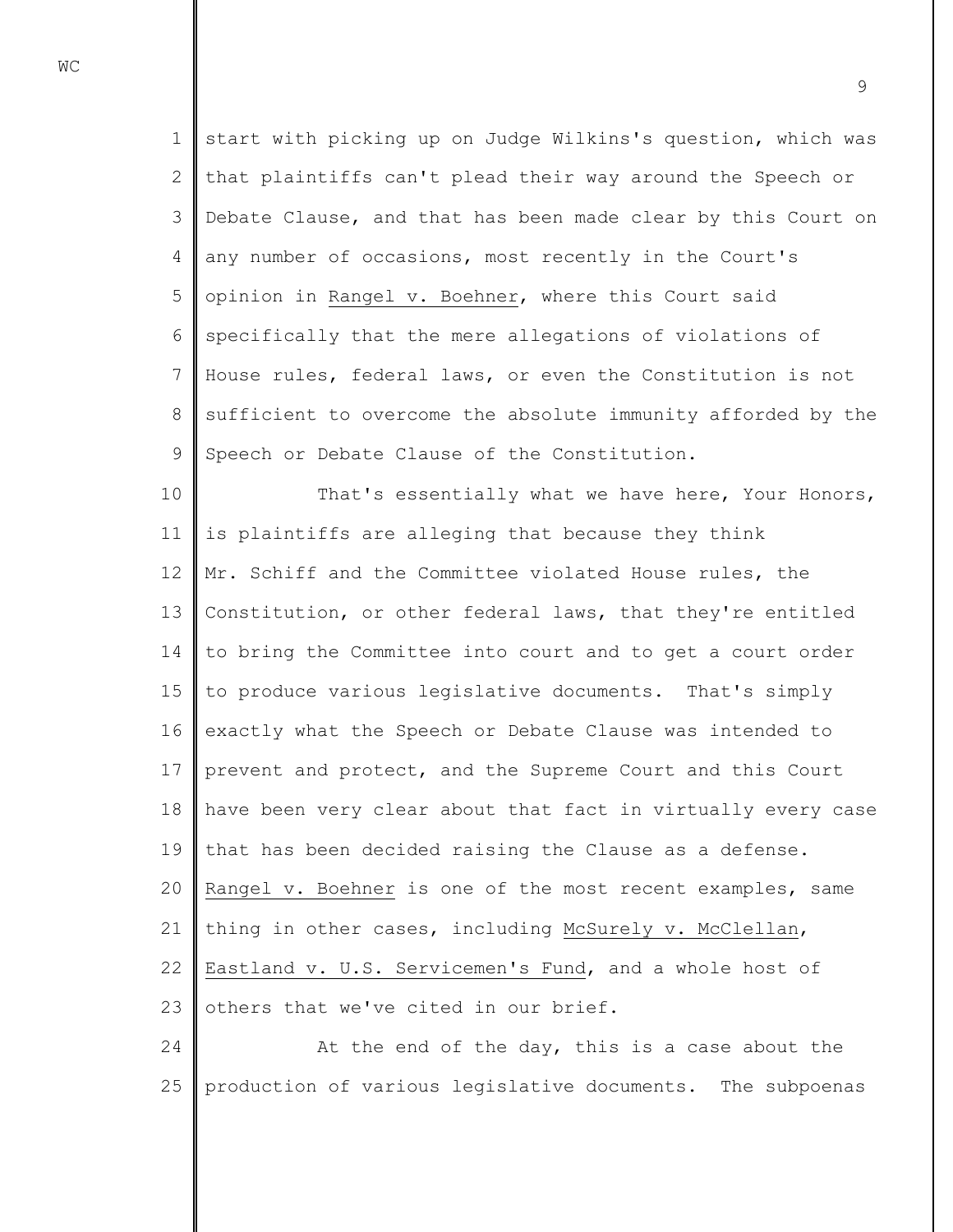start with picking up on Judge Wilkins's question, which was that plaintiffs can't plead their way around the Speech or Debate Clause, and that has been made clear by this Court on any number of occasions, most recently in the Court's opinion in Rangel v. Boehner, where this Court said specifically that the mere allegations of violations of House rules, federal laws, or even the Constitution is not sufficient to overcome the absolute immunity afforded by the Speech or Debate Clause of the Constitution.

That's essentially what we have here, Your Honors, is plaintiffs are alleging that because they think Mr. Schiff and the Committee violated House rules, the Constitution, or other federal laws, that they're entitled to bring the Committee into court and to get a court order to produce various legislative documents. That's simply exactly what the Speech or Debate Clause was intended to prevent and protect, and the Supreme Court and this Court have been very clear about that fact in virtually every case that has been decided raising the Clause as a defense. Rangel v. Boehner is one of the most recent examples, same thing in other cases, including McSurely v. McClellan, Eastland v. U.S. Servicemen's Fund, and a whole host of others that we've cited in our brief.

At the end of the day, this is a case about the production of various legislative documents. The subpoenas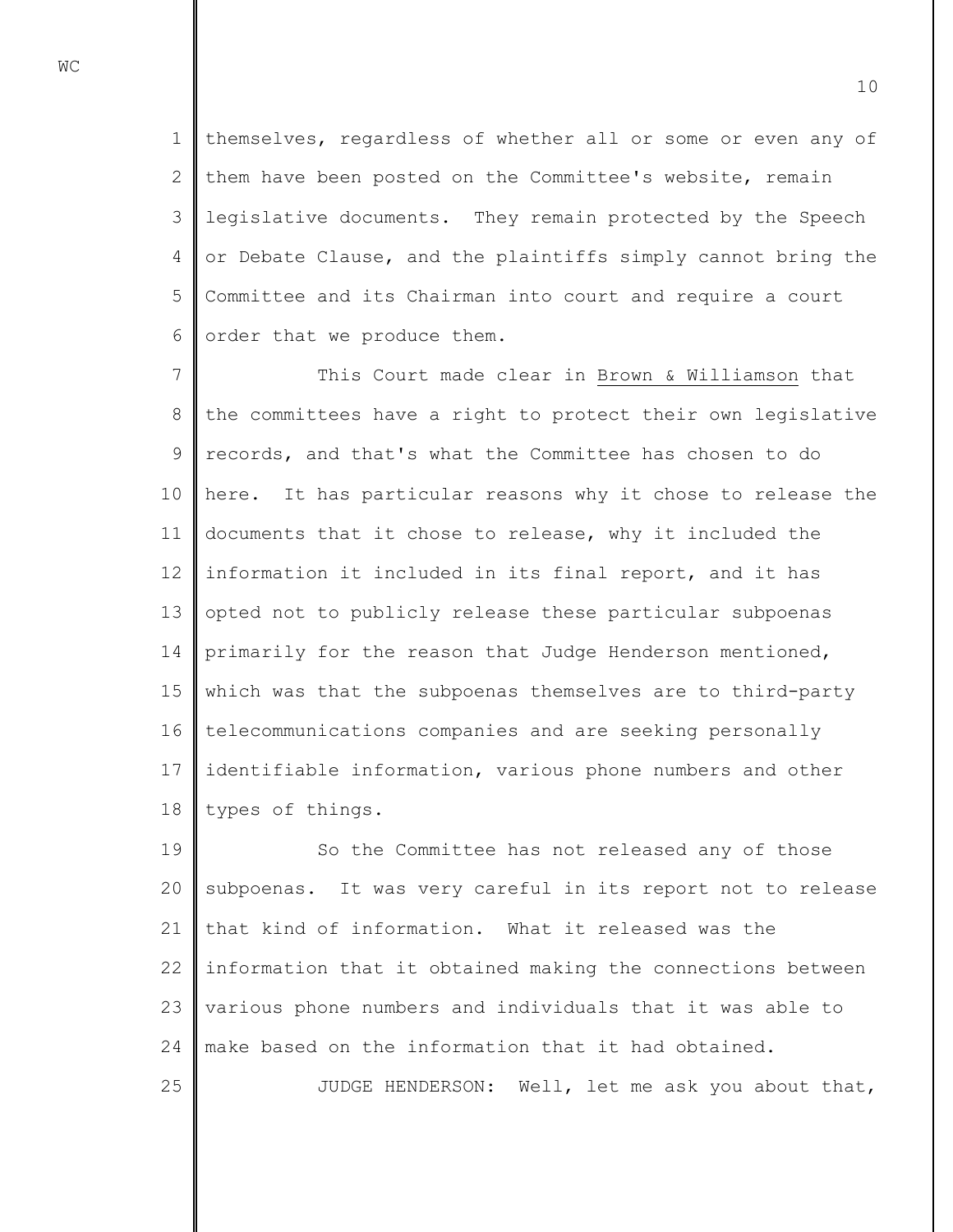themselves, regardless of whether all or some or even any of them have been posted on the Committee's website, remain legislative documents. They remain protected by the Speech or Debate Clause, and the plaintiffs simply cannot bring the Committee and its Chairman into court and require a court order that we produce them.

This Court made clear in Brown & Williamson that the committees have a right to protect their own legislative records, and that's what the Committee has chosen to do here. It has particular reasons why it chose to release the documents that it chose to release, why it included the information it included in its final report, and it has opted not to publicly release these particular subpoenas primarily for the reason that Judge Henderson mentioned, which was that the subpoenas themselves are to third-party telecommunications companies and are seeking personally identifiable information, various phone numbers and other types of things.

So the Committee has not released any of those subpoenas. It was very careful in its report not to release that kind of information. What it released was the information that it obtained making the connections between various phone numbers and individuals that it was able to make based on the information that it had obtained.

JUDGE HENDERSON: Well, let me ask you about that,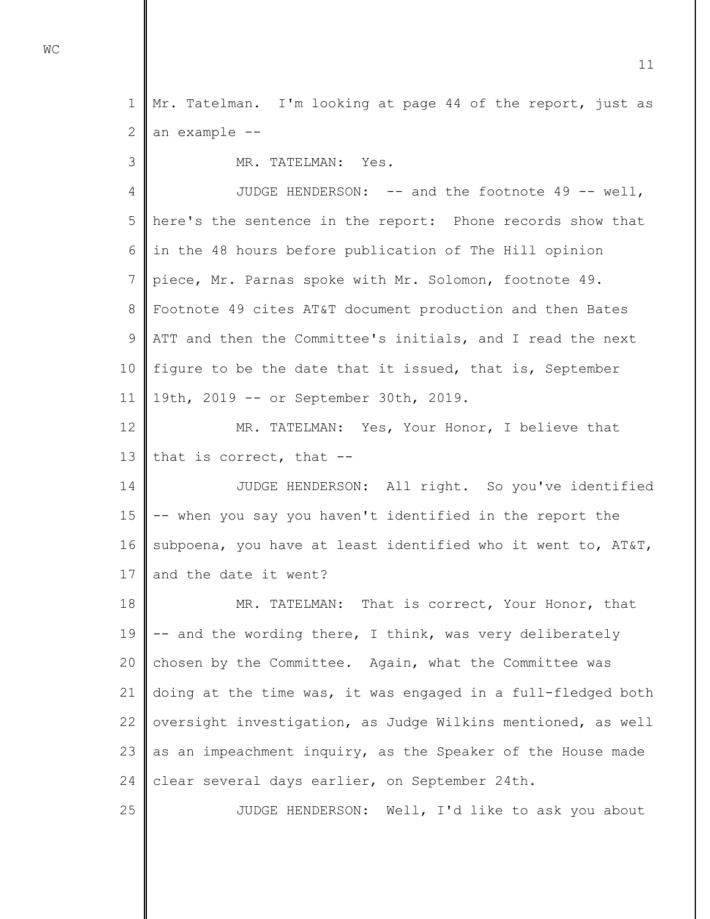Mr. Tatelman. I'm looking at page 44 of the report, just as an example --

MR. TATELMAN: Yes.

JUDGE HENDERSON: -- and the footnote 49 -- well, here's the sentence in the report: Phone records show that in the 48 hours before publication of The Hill opinion piece, Mr. Parnas spoke with Mr. Solomon, footnote 49. Footnote 49 cites AT&T document production and then Bates ATT and then the Committee's initials, and I read the next figure to be the date that it issued, that is, September 19th, 2019 -- or September 30th, 2019.

MR. TATELMAN: Yes, Your Honor, I believe that that is correct, that --

JUDGE HENDERSON: All right. So you've identified -- when you say you haven't identified in the report the subpoena, you have at least identified who it went to, AT&T, and the date it went?

MR. TATELMAN: That is correct, Your Honor, that -- and the wording there, I think, was very deliberately chosen by the Committee. Again, what the Committee was doing at the time was, it was engaged in a full-fledged both oversight investigation, as Judge Wilkins mentioned, as well as an impeachment inquiry, as the Speaker of the House made clear several days earlier, on September 24th.

JUDGE HENDERSON: Well, I'd like to ask you about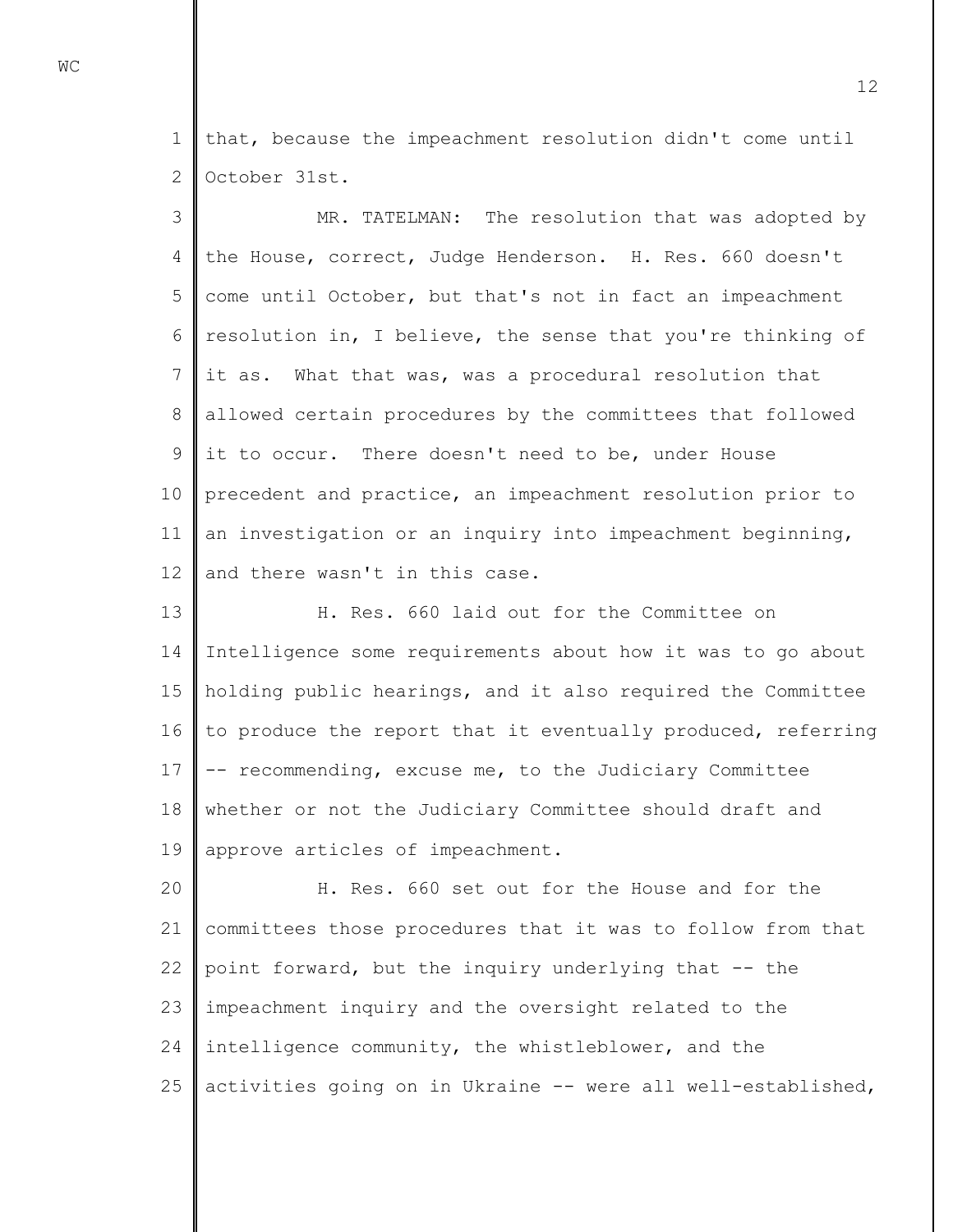that, because the impeachment resolution didn't come until October 31st.

MR. TATELMAN: The resolution that was adopted by the House, correct, Judge Henderson. H. Res. 660 doesn't come until October, but that's not in fact an impeachment resolution in, I believe, the sense that you're thinking of it as. What that was, was a procedural resolution that allowed certain procedures by the committees that followed it to occur. There doesn't need to be, under House precedent and practice, an impeachment resolution prior to an investigation or an inquiry into impeachment beginning, and there wasn't in this case.

H. Res. 660 laid out for the Committee on Intelligence some requirements about how it was to go about holding public hearings, and it also required the Committee to produce the report that it eventually produced, referring -- recommending, excuse me, to the Judiciary Committee whether or not the Judiciary Committee should draft and approve articles of impeachment.

H. Res. 660 set out for the House and for the committees those procedures that it was to follow from that point forward, but the inquiry underlying that -- the impeachment inquiry and the oversight related to the intelligence community, the whistleblower, and the activities going on in Ukraine -- were all well-established,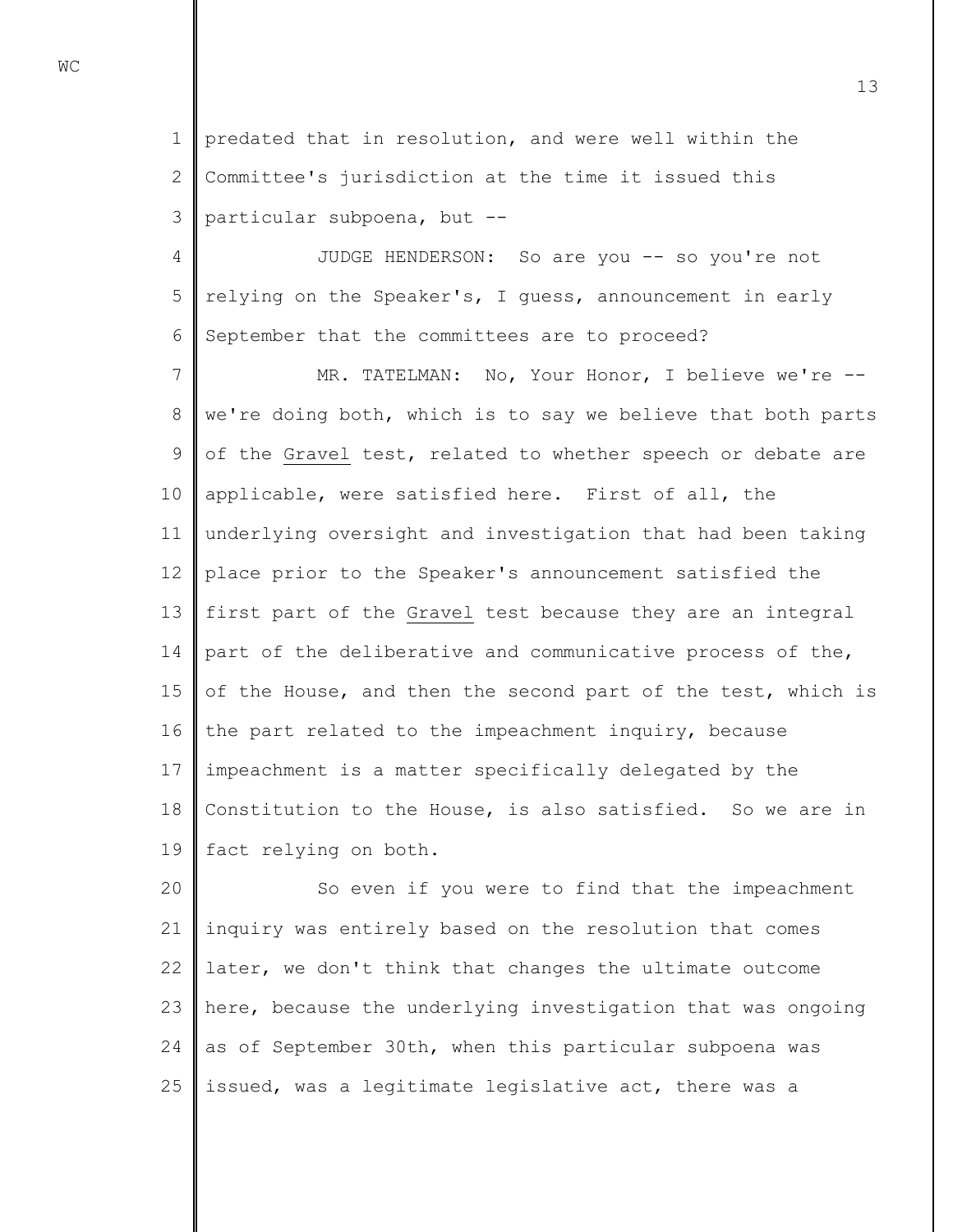predated that in resolution, and were well within the Committee's jurisdiction at the time it issued this particular subpoena, but --

JUDGE HENDERSON: So are you -- so you're not relying on the Speaker's, I guess, announcement in early September that the committees are to proceed?

MR. TATELMAN: No, Your Honor, I believe we're -- we're doing both, which is to say we believe that both parts of the Gravel test, related to whether speech or debate are applicable, were satisfied here. First of all, the underlying oversight and investigation that had been taking place prior to the Speaker's announcement satisfied the first part of the Gravel test because they are an integral part of the deliberative and communicative process of the, of the House, and then the second part of the test, which is the part related to the impeachment inquiry, because impeachment is a matter specifically delegated by the Constitution to the House, is also satisfied. So we are in fact relying on both.

So even if you were to find that the impeachment inquiry was entirely based on the resolution that comes later, we don't think that changes the ultimate outcome here, because the underlying investigation that was ongoing as of September 30th, when this particular subpoena was issued, was a legitimate legislative act, there was a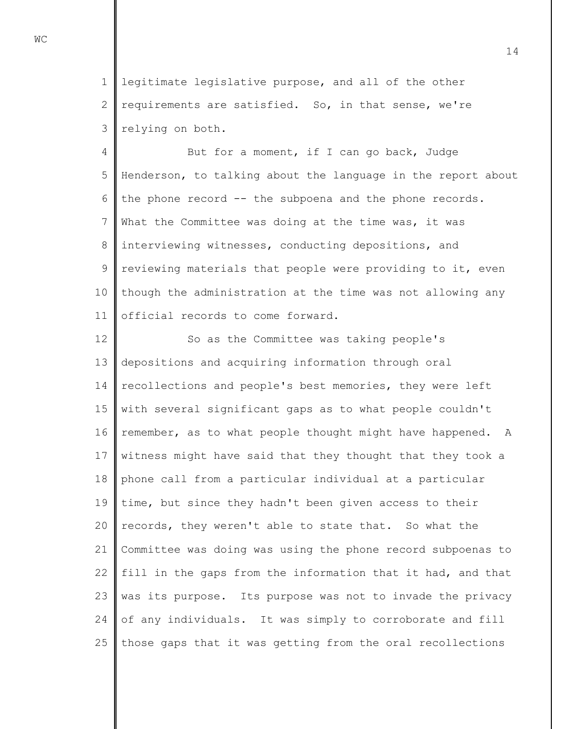legitimate legislative purpose, and all of the other requirements are satisfied. So, in that sense, we're relying on both.

But for a moment, if I can go back, Judge Henderson, to talking about the language in the report about the phone record -- the subpoena and the phone records. What the Committee was doing at the time was, it was interviewing witnesses, conducting depositions, and reviewing materials that people were providing to it, even though the administration at the time was not allowing any official records to come forward.

So as the Committee was taking people's depositions and acquiring information through oral recollections and people's best memories, they were left with several significant gaps as to what people couldn't remember, as to what people thought might have happened. A witness might have said that they thought that they took a phone call from a particular individual at a particular time, but since they hadn't been given access to their records, they weren't able to state that. So what the Committee was doing was using the phone record subpoenas to fill in the gaps from the information that it had, and that was its purpose. Its purpose was not to invade the privacy of any individuals. It was simply to corroborate and fill those gaps that it was getting from the oral recollections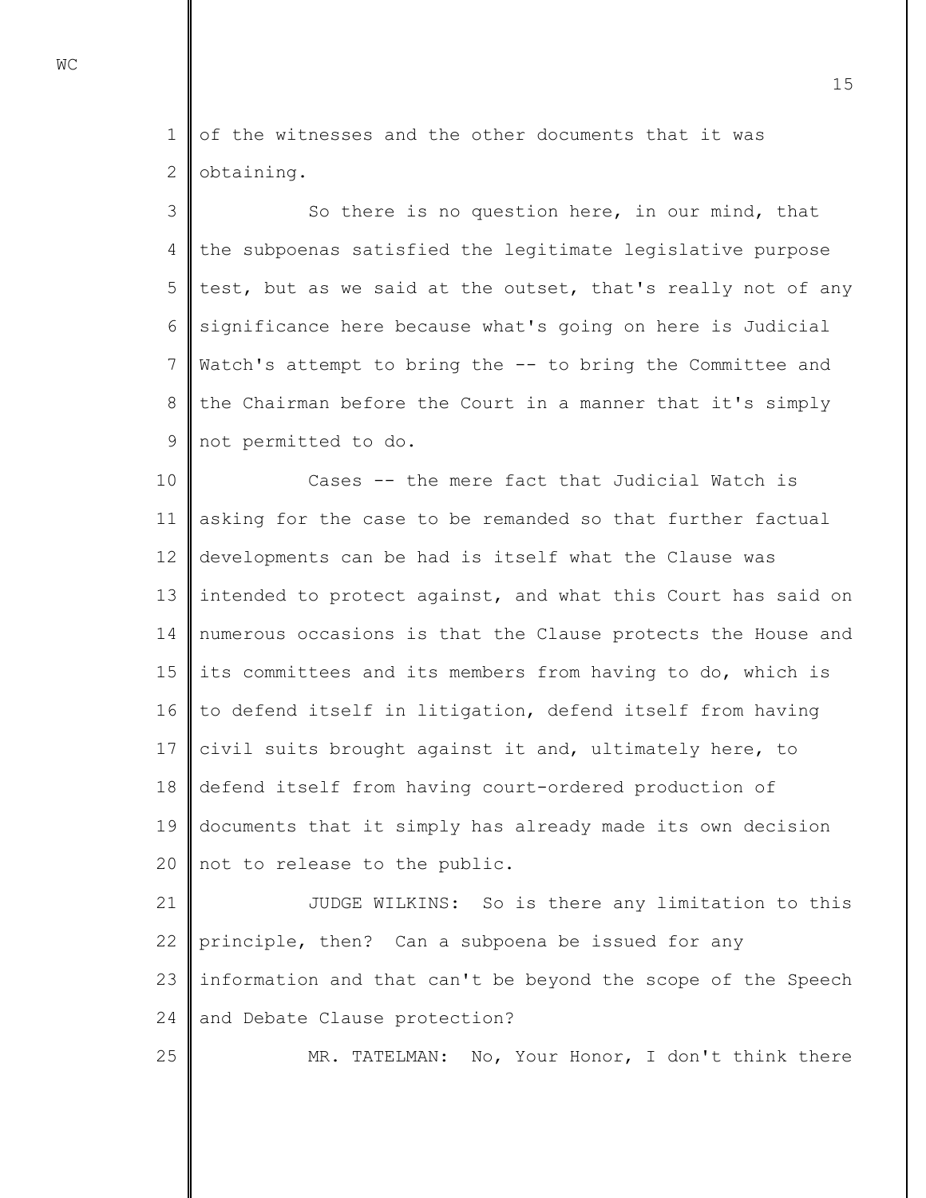of the witnesses and the other documents that it was obtaining.

So there is no question here, in our mind, that the subpoenas satisfied the legitimate legislative purpose test, but as we said at the outset, that's really not of any significance here because what's going on here is Judicial Watch's attempt to bring the -- to bring the Committee and the Chairman before the Court in a manner that it's simply not permitted to do.

Cases -- the mere fact that Judicial Watch is asking for the case to be remanded so that further factual developments can be had is itself what the Clause was intended to protect against, and what this Court has said on numerous occasions is that the Clause protects the House and its committees and its members from having to do, which is to defend itself in litigation, defend itself from having civil suits brought against it and, ultimately here, to defend itself from having court-ordered production of documents that it simply has already made its own decision not to release to the public.

JUDGE WILKINS: So is there any limitation to this principle, then? Can a subpoena be issued for any information and that can't be beyond the scope of the Speech and Debate Clause protection?

MR. TATELMAN: No, Your Honor, I don't think there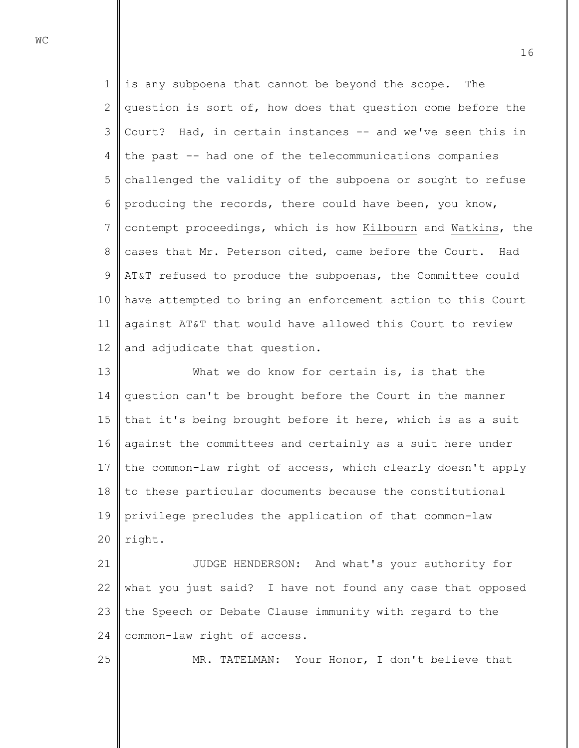is any subpoena that cannot be beyond the scope. The question is sort of, how does that question come before the Court? Had, in certain instances -- and we've seen this in the past -- had one of the telecommunications companies challenged the validity of the subpoena or sought to refuse producing the records, there could have been, you know, contempt proceedings, which is how Kilbourn and Watkins, the cases that Mr. Peterson cited, came before the Court. Had AT&T refused to produce the subpoenas, the Committee could have attempted to bring an enforcement action to this Court against AT&T that would have allowed this Court to review and adjudicate that question.

What we do know for certain is, is that the question can't be brought before the Court in the manner that it's being brought before it here, which is as a suit against the committees and certainly as a suit here under the common-law right of access, which clearly doesn't apply to these particular documents because the constitutional privilege precludes the application of that common-law right.

JUDGE HENDERSON: And what's your authority for what you just said? I have not found any case that opposed the Speech or Debate Clause immunity with regard to the common-law right of access.

MR. TATELMAN: Your Honor, I don't believe that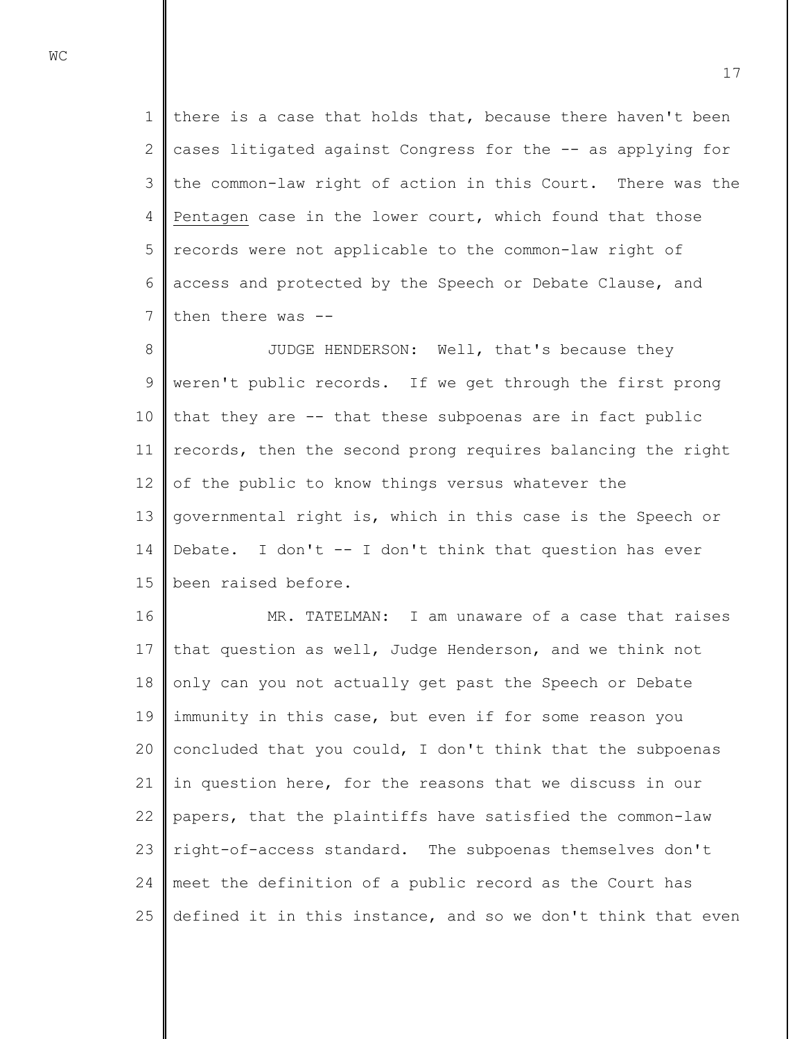there is a case that holds that, because there haven't been cases litigated against Congress for the -- as applying for the common-law right of action in this Court. There was the Pentagen case in the lower court, which found that those records were not applicable to the common-law right of access and protected by the Speech or Debate Clause, and then there was --

JUDGE HENDERSON: Well, that's because they weren't public records. If we get through the first prong that they are -- that these subpoenas are in fact public records, then the second prong requires balancing the right of the public to know things versus whatever the governmental right is, which in this case is the Speech or Debate. I don't -- I don't think that question has ever been raised before.

MR. TATELMAN: I am unaware of a case that raises that question as well, Judge Henderson, and we think not only can you not actually get past the Speech or Debate immunity in this case, but even if for some reason you concluded that you could, I don't think that the subpoenas in question here, for the reasons that we discuss in our papers, that the plaintiffs have satisfied the common-law right-of-access standard. The subpoenas themselves don't meet the definition of a public record as the Court has defined it in this instance, and so we don't think that even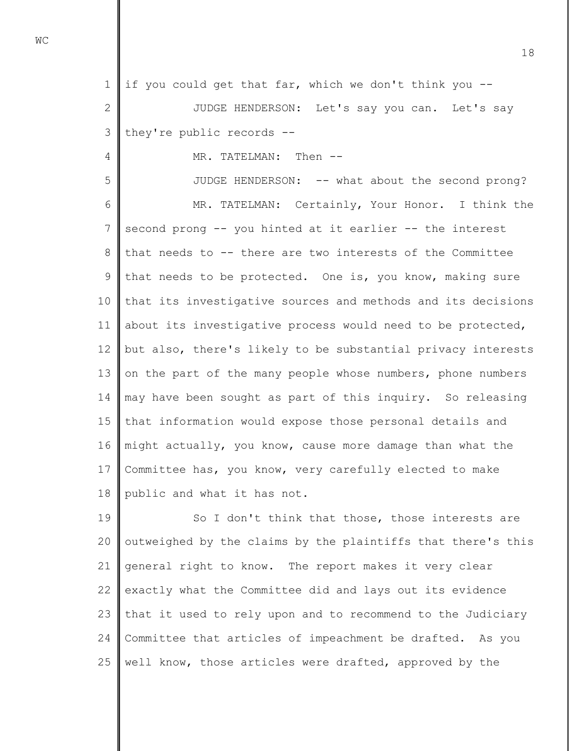if you could get that far, which we don't think you --

JUDGE HENDERSON: Let's say you can. Let's say they're public records --

MR. TATELMAN: Then --

JUDGE HENDERSON: -- what about the second prong?

MR. TATELMAN: Certainly, Your Honor. I think the second prong -- you hinted at it earlier -- the interest that needs to -- there are two interests of the Committee that needs to be protected. One is, you know, making sure that its investigative sources and methods and its decisions about its investigative process would need to be protected, but also, there's likely to be substantial privacy interests on the part of the many people whose numbers, phone numbers may have been sought as part of this inquiry. So releasing that information would expose those personal details and might actually, you know, cause more damage than what the Committee has, you know, very carefully elected to make public and what it has not.

So I don't think that those, those interests are outweighed by the claims by the plaintiffs that there's this general right to know. The report makes it very clear exactly what the Committee did and lays out its evidence that it used to rely upon and to recommend to the Judiciary Committee that articles of impeachment be drafted. As you well know, those articles were drafted, approved by the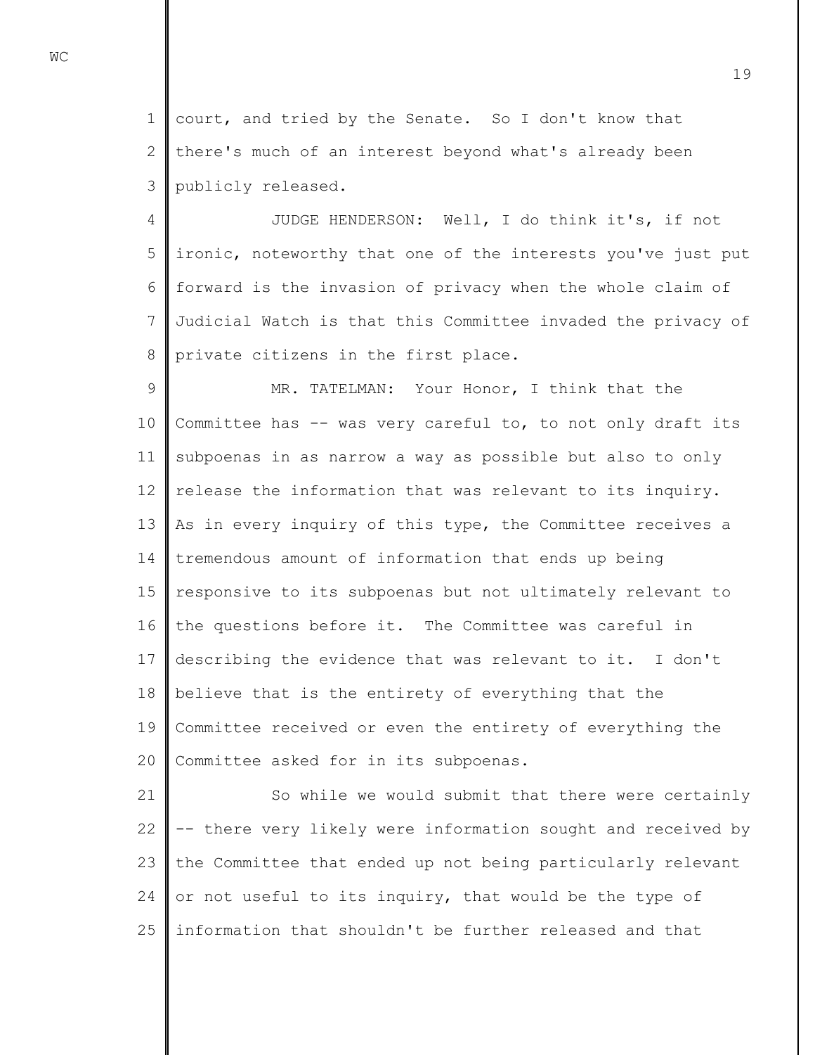court, and tried by the Senate. So I don't know that there's much of an interest beyond what's already been publicly released.

JUDGE HENDERSON: Well, I do think it's, if not ironic, noteworthy that one of the interests you've just put forward is the invasion of privacy when the whole claim of Judicial Watch is that this Committee invaded the privacy of private citizens in the first place.

MR. TATELMAN: Your Honor, I think that the Committee has -- was very careful to, to not only draft its subpoenas in as narrow a way as possible but also to only release the information that was relevant to its inquiry. As in every inquiry of this type, the Committee receives a tremendous amount of information that ends up being responsive to its subpoenas but not ultimately relevant to the questions before it. The Committee was careful in describing the evidence that was relevant to it. I don't believe that is the entirety of everything that the Committee received or even the entirety of everything the Committee asked for in its subpoenas.

So while we would submit that there were certainly -- there very likely were information sought and received by the Committee that ended up not being particularly relevant or not useful to its inquiry, that would be the type of information that shouldn't be further released and that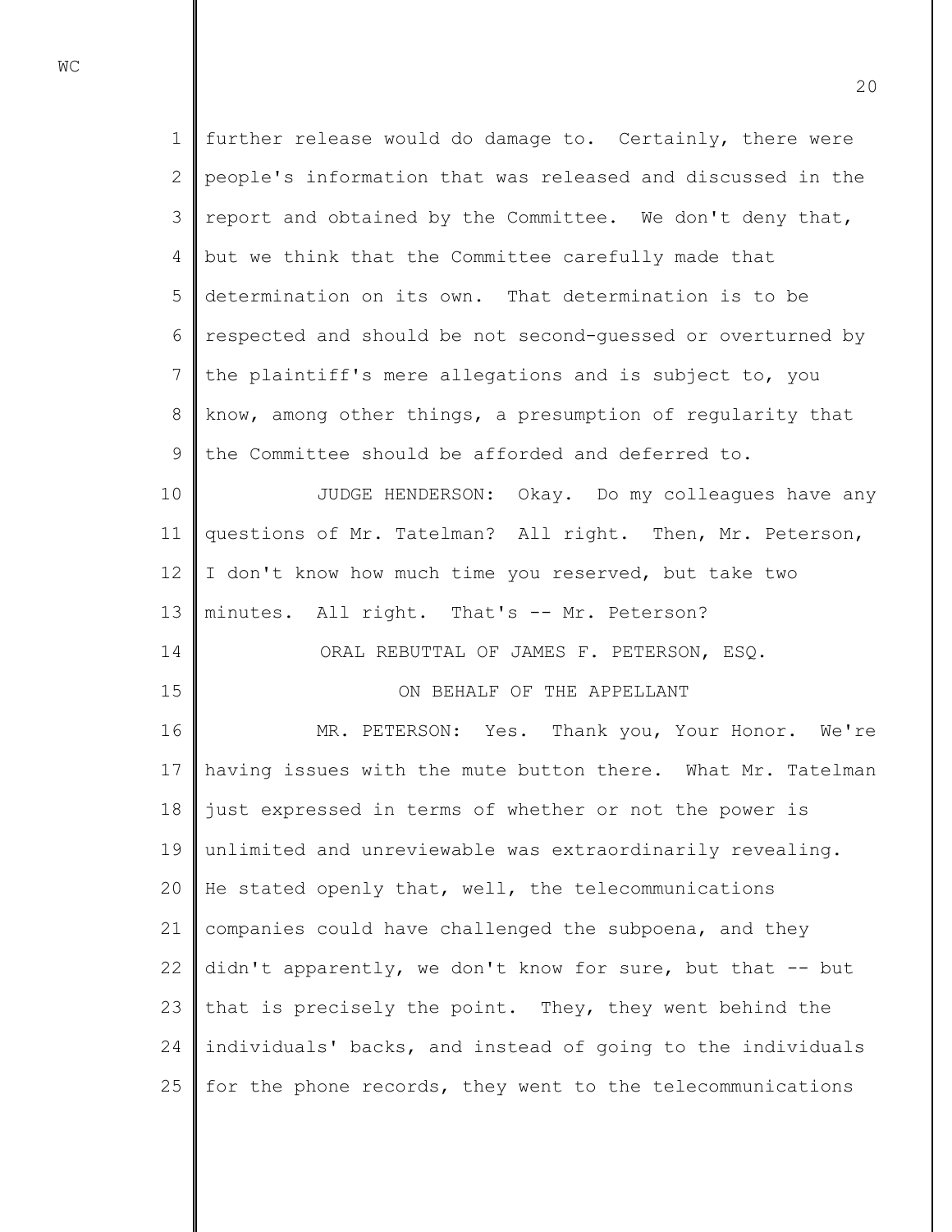further release would do damage to. Certainly, there were people's information that was released and discussed in the report and obtained by the Committee. We don't deny that, but we think that the Committee carefully made that determination on its own. That determination is to be respected and should be not second-guessed or overturned by the plaintiff's mere allegations and is subject to, you know, among other things, a presumption of regularity that the Committee should be afforded and deferred to.

JUDGE HENDERSON: Okay. Do my colleagues have any questions of Mr. Tatelman? All right. Then, Mr. Peterson, I don't know how much time you reserved, but take two minutes. All right. That's -- Mr. Peterson?

ORAL REBUTTAL OF JAMES F. PETERSON, ESQ.

ON BEHALF OF THE APPELLANT

MR. PETERSON: Yes. Thank you, Your Honor. We're having issues with the mute button there. What Mr. Tatelman just expressed in terms of whether or not the power is unlimited and unreviewable was extraordinarily revealing. He stated openly that, well, the telecommunications companies could have challenged the subpoena, and they didn't apparently, we don't know for sure, but that -- but that is precisely the point. They, they went behind the individuals' backs, and instead of going to the individuals for the phone records, they went to the telecommunications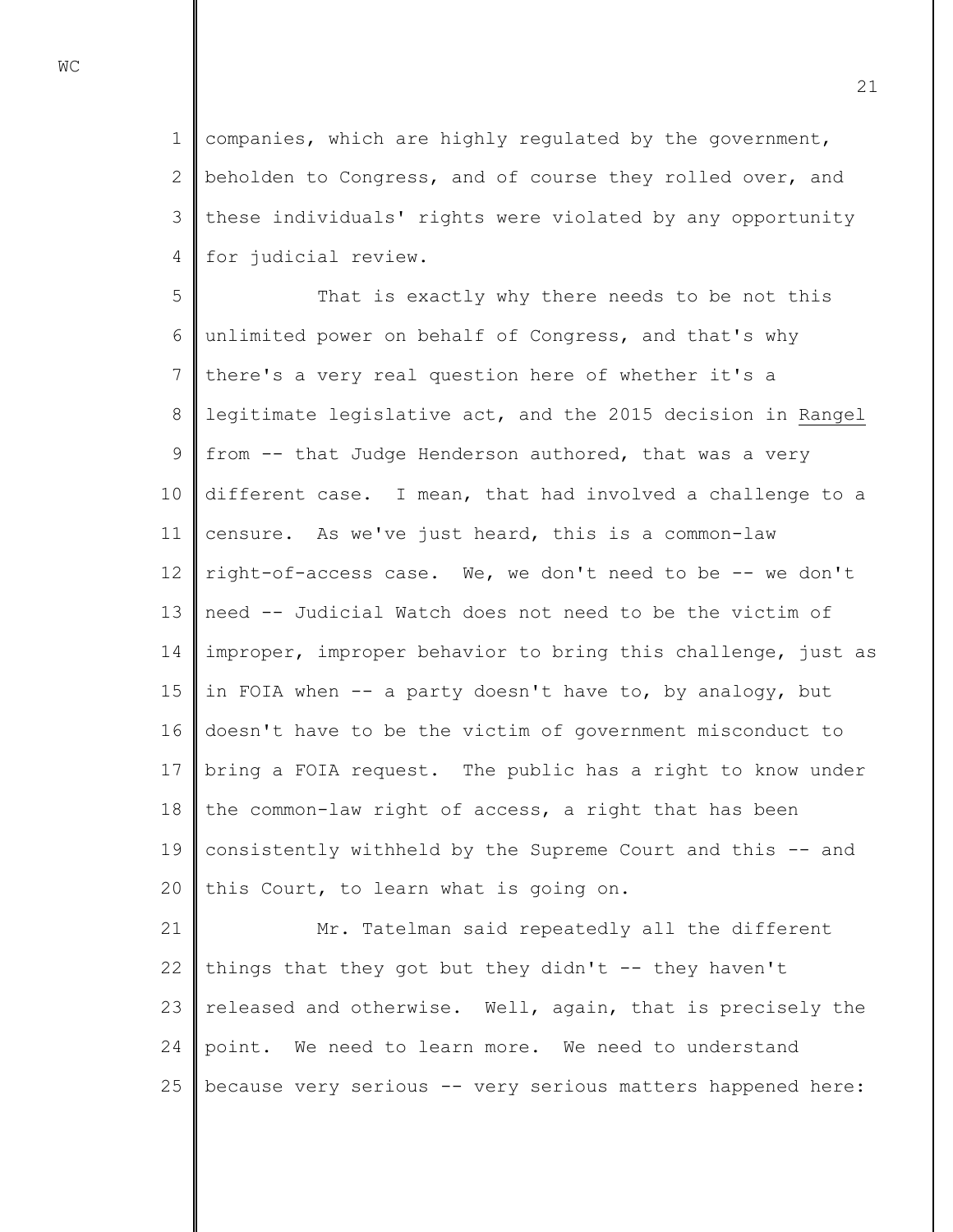companies, which are highly regulated by the government, beholden to Congress, and of course they rolled over, and these individuals' rights were violated by any opportunity for judicial review.

That is exactly why there needs to be not this unlimited power on behalf of Congress, and that's why there's a very real question here of whether it's a legitimate legislative act, and the 2015 decision in Rangel from -- that Judge Henderson authored, that was a very different case. I mean, that had involved a challenge to a censure. As we've just heard, this is a common-law right-of-access case. We, we don't need to be -- we don't need -- Judicial Watch does not need to be the victim of improper, improper behavior to bring this challenge, just as in FOIA when -- a party doesn't have to, by analogy, but doesn't have to be the victim of government misconduct to bring a FOIA request. The public has a right to know under the common-law right of access, a right that has been consistently withheld by the Supreme Court and this -- and this Court, to learn what is going on.

Mr. Tatelman said repeatedly all the different things that they got but they didn't -- they haven't released and otherwise. Well, again, that is precisely the point. We need to learn more. We need to understand because very serious -- very serious matters happened here: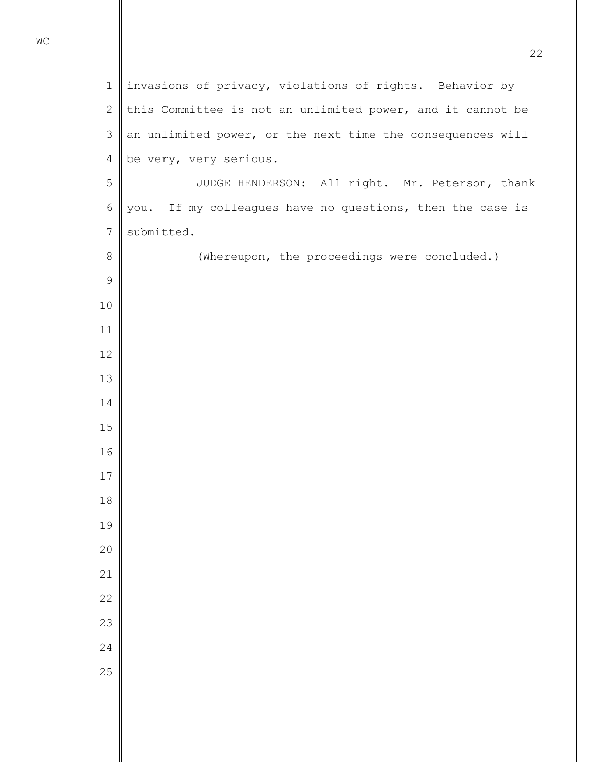invasions of privacy, violations of rights. Behavior by this Committee is not an unlimited power, and it cannot be an unlimited power, or the next time the consequences will be very, very serious.

JUDGE HENDERSON: All right. Mr. Peterson, thank you. If my colleagues have no questions, then the case is submitted.

(Whereupon, the proceedings were concluded.)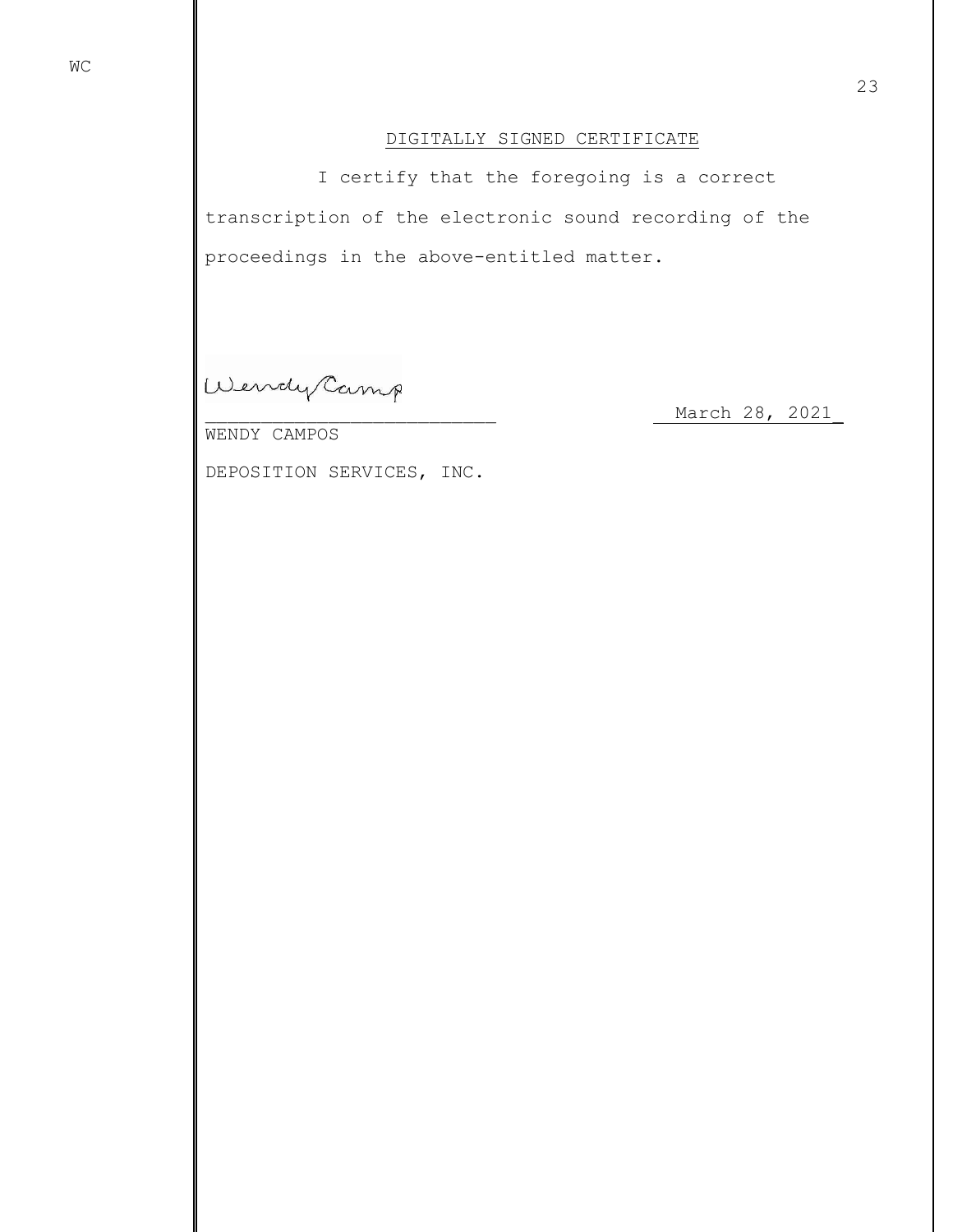DIGITALLY SIGNED CERTIFICATE

I certify that the foregoing is a correct transcription of the electronic sound recording of the proceedings in the above-entitled matter.

Wendy Camp

_________________________ March 28, 2021

WENDY CAMPOS

DEPOSITION SERVICES, INC.